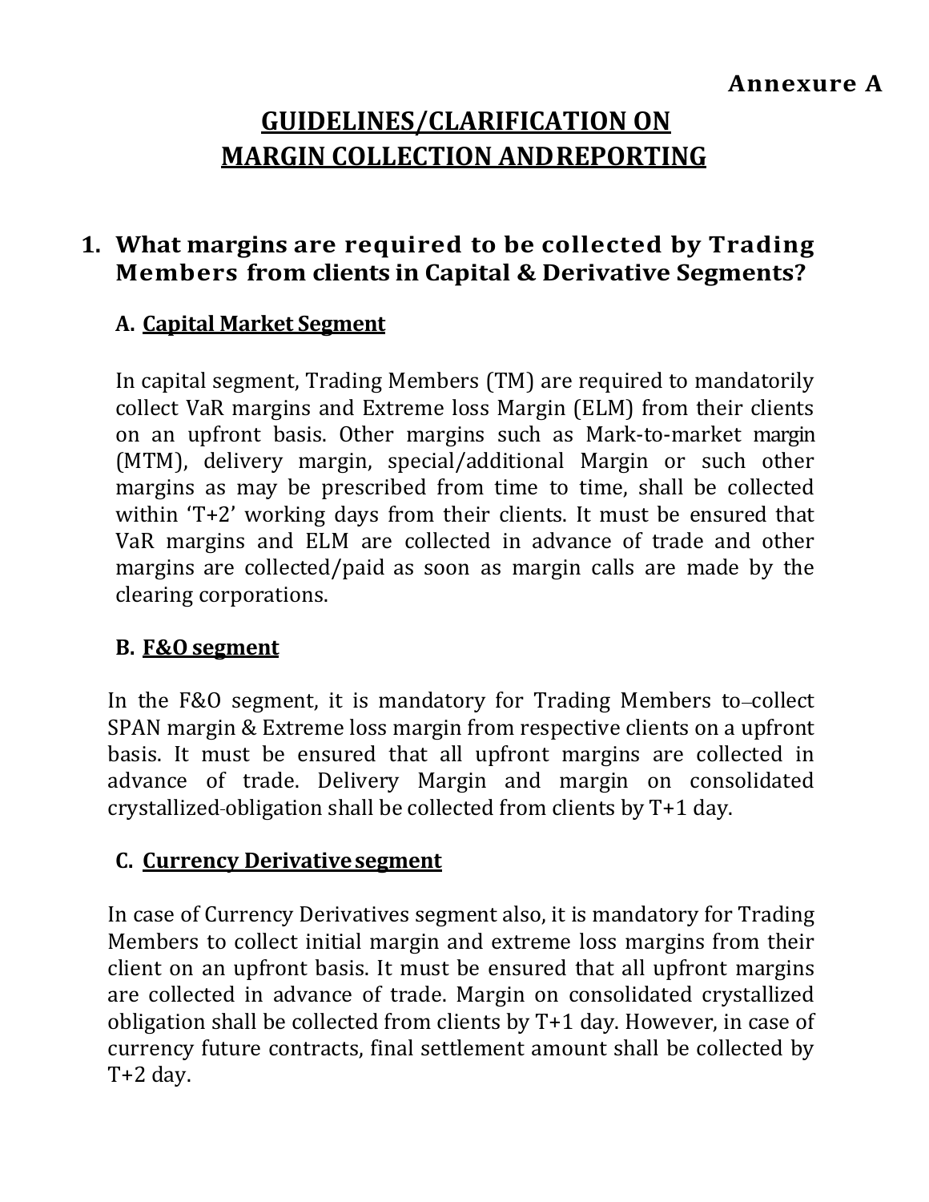**Annexure A**

# GUIDELINES/CLARIFICATION ON MARGIN COLLECTION AND REPORTING

## 1. What margins are required to be collected by Trading Members from clients in Capital & Derivative Segments?

### A. Capital Market Segment

In capital segment, Trading Members (TM) are required to mandatorily collect VaR margins and Extreme loss Margin (ELM) from their clients on an upfront basis. Other margins such as Mark-to-market margin (MTM), delivery margin, special/additional Margin or such other margins as may be prescribed from time to time, shall be collected within 'T+2' working days from their clients. It must be ensured that VaR margins and ELM are collected in advance of trade and other margins are collected/paid as soon as margin calls are made by the clearing corporations.

### B. F&O segment

In the F&O segment, it is mandatory for Trading Members to collect SPAN margin & Extreme loss margin from respective clients on a upfront basis. It must be ensured that all upfront margins are collected in advance of trade. Delivery Margin and margin on consolidated crystallized obligation shall be collected from clients by T+1 day.

### C. Currency Derivative segment

In case of Currency Derivatives segment also, it is mandatory for Trading Members to collect initial margin and extreme loss margins from their client on an upfront basis. It must be ensured that all upfront margins are collected in advance of trade. Margin on consolidated crystallized obligation shall be collected from clients by T+1 day. However, in case of currency future contracts, final settlement amount shall be collected by T+2 day.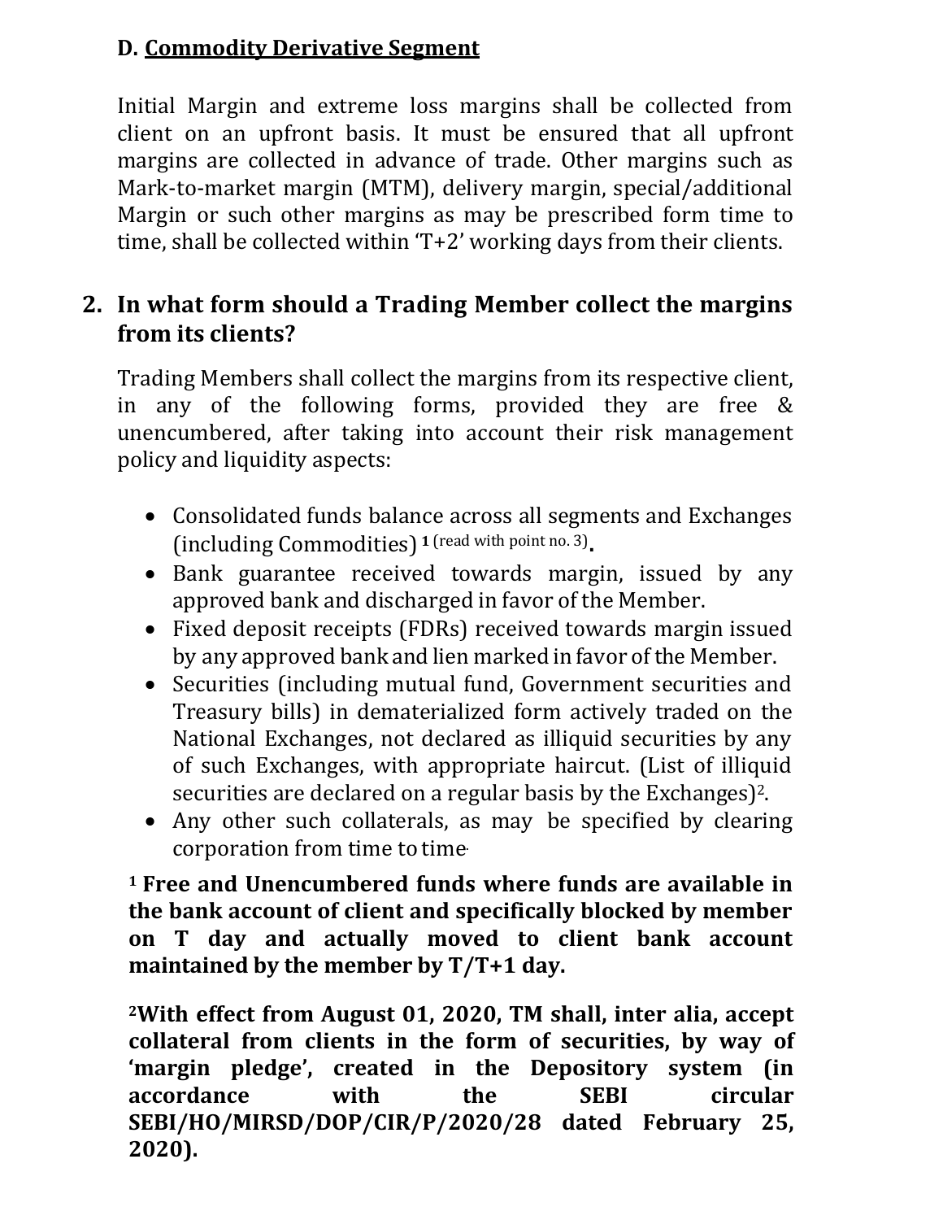D. **<u>Commodity Derivative Segment</u>**

Initial Margin and extreme loss margins shall be collected from client on an upfront basis. It must be ensured that all upfront margins are collected in advance of trade. Other margins such as Mark-to-market margin (MTM), delivery margin, special/additional Margin or such other margins as may be prescribed form time to time, shall be collected within 'T+2' working days from their clients.

## 2. In what form should a Trading Member collect the margins from its clients?

Trading Members shall collect the margins from its respective client, in any of the following forms, provided they are free & unencumbered, after taking into account their risk management policy and liquidity aspects:

- Consolidated funds balance across all segments and Exchanges (including Commodities) [1] (read with point no. 3).
- Bank guarantee received towards margin, issued by any approved bank and discharged in favor of the Member.
- Fixed deposit receipts (FDRs) received towards margin issued by any approved bank and lien marked in favor of the Member.
- Securities (including mutual fund, Government securities and Treasury bills) in dematerialized form actively traded on the National Exchanges, not declared as illiquid securities by any of such Exchanges, with appropriate haircut. (List of illiquid securities are declared on a regular basis by the Exchanges)[2].
- Any other such collaterals, as may be specified by clearing corporation from time to time.

**[1] Free and Unencumbered funds where funds are available in the bank account of client and specifically blocked by member on T day and actually moved to client bank account maintained by the member by T/T+1 day.**

**[2] With effect from August 01, 2020, TM shall, inter alia, accept collateral from clients in the form of securities, by way of 'margin pledge', created in the Depository system (in accordance with the SEBI circular SEBI/HO/MIRSD/DOP/CIR/P/2020/28 dated February 25, 2020).**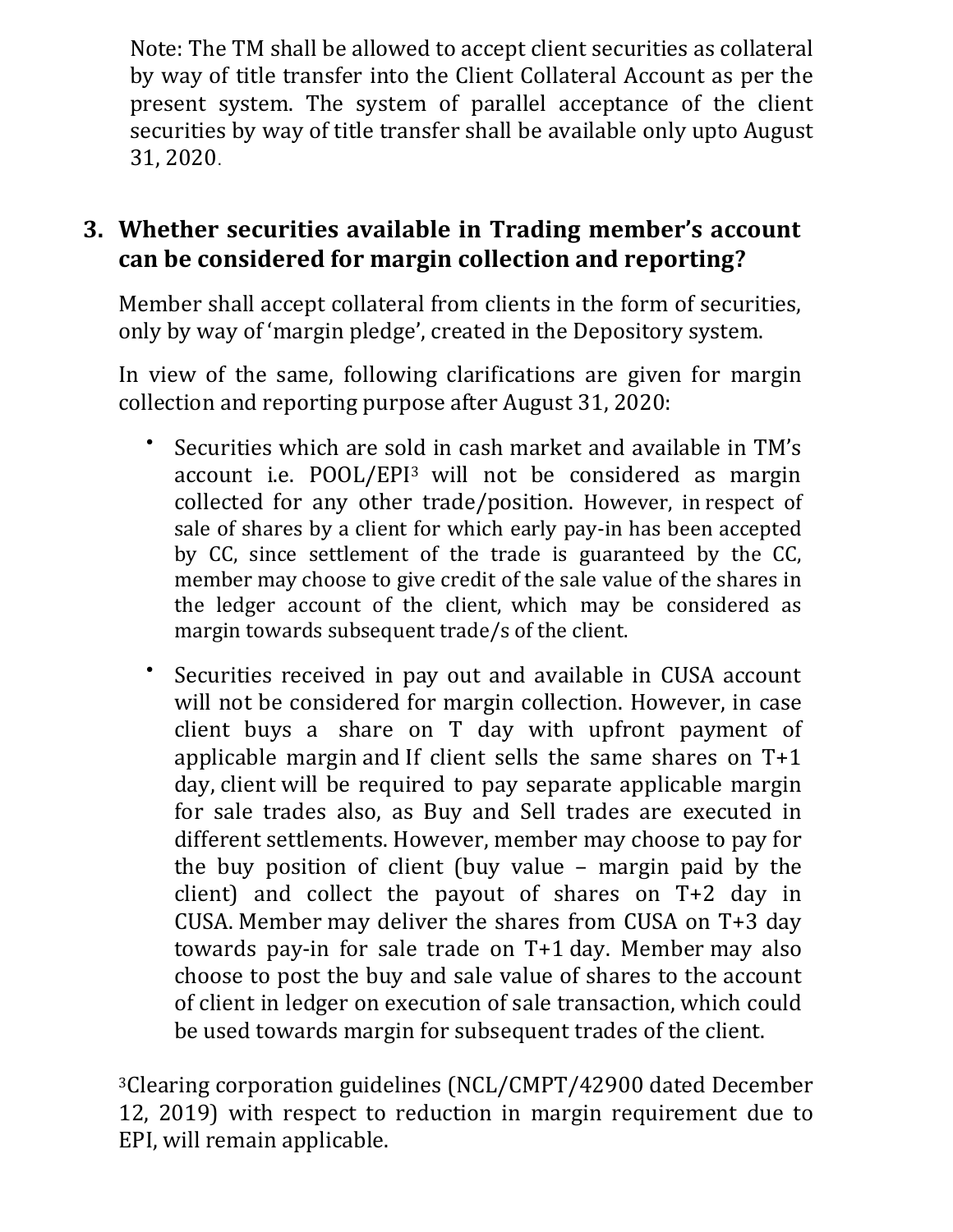Note: The TM shall be allowed to accept client securities as collateral by way of title transfer into the Client Collateral Account as per the present system. The system of parallel acceptance of the client securities by way of title transfer shall be available only upto August 31, 2020.

### 3. Whether securities available in Trading member's account can be considered for margin collection and reporting?

Member shall accept collateral from clients in the form of securities, only by way of 'margin pledge', created in the Depository system.

In view of the same, following clarifications are given for margin collection and reporting purpose after August 31, 2020:

- Securities which are sold in cash market and available in TM's account i.e. POOL/EPI[3] will not be considered as margin collected for any other trade/position. However, in respect of sale of shares by a client for which early pay-in has been accepted by CC, since settlement of the trade is guaranteed by the CC, member may choose to give credit of the sale value of the shares in the ledger account of the client, which may be considered as margin towards subsequent trade/s of the client.

- Securities received in pay out and available in CUSA account will not be considered for margin collection. However, in case client buys a share on T day with upfront payment of applicable margin and If client sells the same shares on T+1 day, client will be required to pay separate applicable margin for sale trades also, as Buy and Sell trades are executed in different settlements. However, member may choose to pay for the buy position of client (buy value – margin paid by the client) and collect the payout of shares on T+2 day in CUSA. Member may deliver the shares from CUSA on T+3 day towards pay-in for sale trade on T+1 day. Member may also choose to post the buy and sale value of shares to the account of client in ledger on execution of sale transaction, which could be used towards margin for subsequent trades of the client.

[3]Clearing corporation guidelines (NCL/CMPT/42900 dated December 12, 2019) with respect to reduction in margin requirement due to EPI, will remain applicable.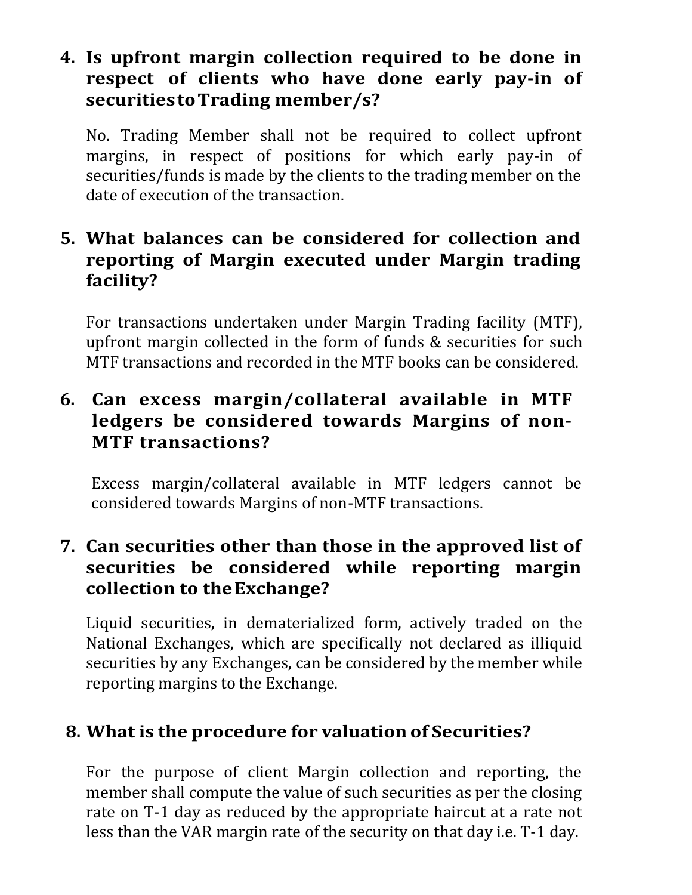4. **Is upfront margin collection required to be done in respect of clients who have done early pay-in of securities to Trading member/s?**

   No. Trading Member shall not be required to collect upfront margins, in respect of positions for which early pay-in of securities/funds is made by the clients to the trading member on the date of execution of the transaction.

5. **What balances can be considered for collection and reporting of Margin executed under Margin trading facility?**

   For transactions undertaken under Margin Trading facility (MTF), upfront margin collected in the form of funds & securities for such MTF transactions and recorded in the MTF books can be considered.

6. **Can excess margin/collateral available in MTF ledgers be considered towards Margins of non-MTF transactions?**

   Excess margin/collateral available in MTF ledgers cannot be considered towards Margins of non-MTF transactions.

7. **Can securities other than those in the approved list of securities be considered while reporting margin collection to the Exchange?**

   Liquid securities, in dematerialized form, actively traded on the National Exchanges, which are specifically not declared as illiquid securities by any Exchanges, can be considered by the member while reporting margins to the Exchange.

8. **What is the procedure for valuation of Securities?**

   For the purpose of client Margin collection and reporting, the member shall compute the value of such securities as per the closing rate on T-1 day as reduced by the appropriate haircut at a rate not less than the VAR margin rate of the security on that day i.e. T-1 day.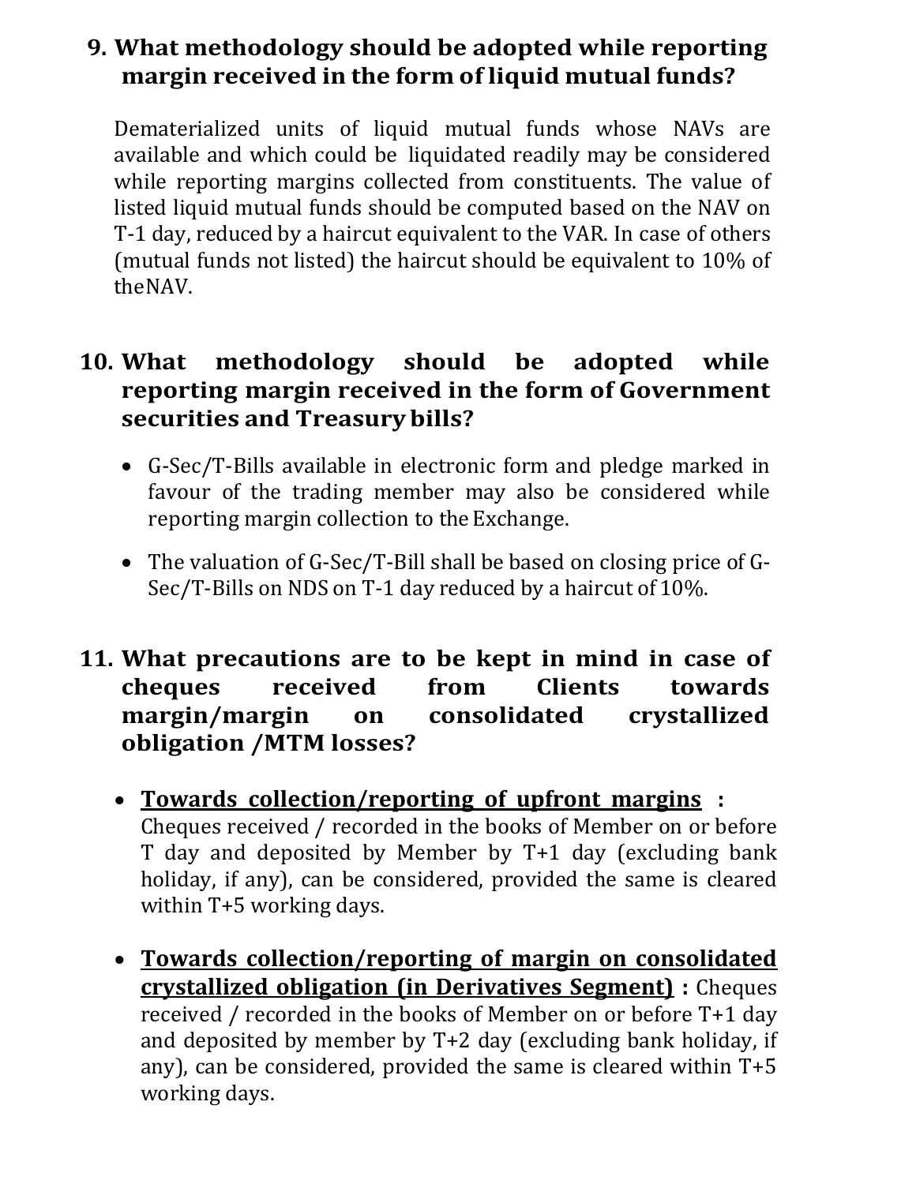## 9. What methodology should be adopted while reporting margin received in the form of liquid mutual funds?

Dematerialized units of liquid mutual funds whose NAVs are available and which could be liquidated readily may be considered while reporting margins collected from constituents. The value of listed liquid mutual funds should be computed based on the NAV on T-1 day, reduced by a haircut equivalent to the VAR. In case of others (mutual funds not listed) the haircut should be equivalent to 10% of the NAV.

## 10. What methodology should be adopted while reporting margin received in the form of Government securities and Treasury bills?

- G-Sec/T-Bills available in electronic form and pledge marked in favour of the trading member may also be considered while reporting margin collection to the Exchange.
- The valuation of G-Sec/T-Bill shall be based on closing price of G-Sec/T-Bills on NDS on T-1 day reduced by a haircut of 10%.

## 11. What precautions are to be kept in mind in case of cheques received from Clients towards margin/margin on consolidated crystallized obligation /MTM losses?

- **Towards collection/reporting of upfront margins :** Cheques received / recorded in the books of Member on or before T day and deposited by Member by T+1 day (excluding bank holiday, if any), can be considered, provided the same is cleared within T+5 working days.
- **Towards collection/reporting of margin on consolidated crystallized obligation (in Derivatives Segment) :** Cheques received / recorded in the books of Member on or before T+1 day and deposited by member by T+2 day (excluding bank holiday, if any), can be considered, provided the same is cleared within T+5 working days.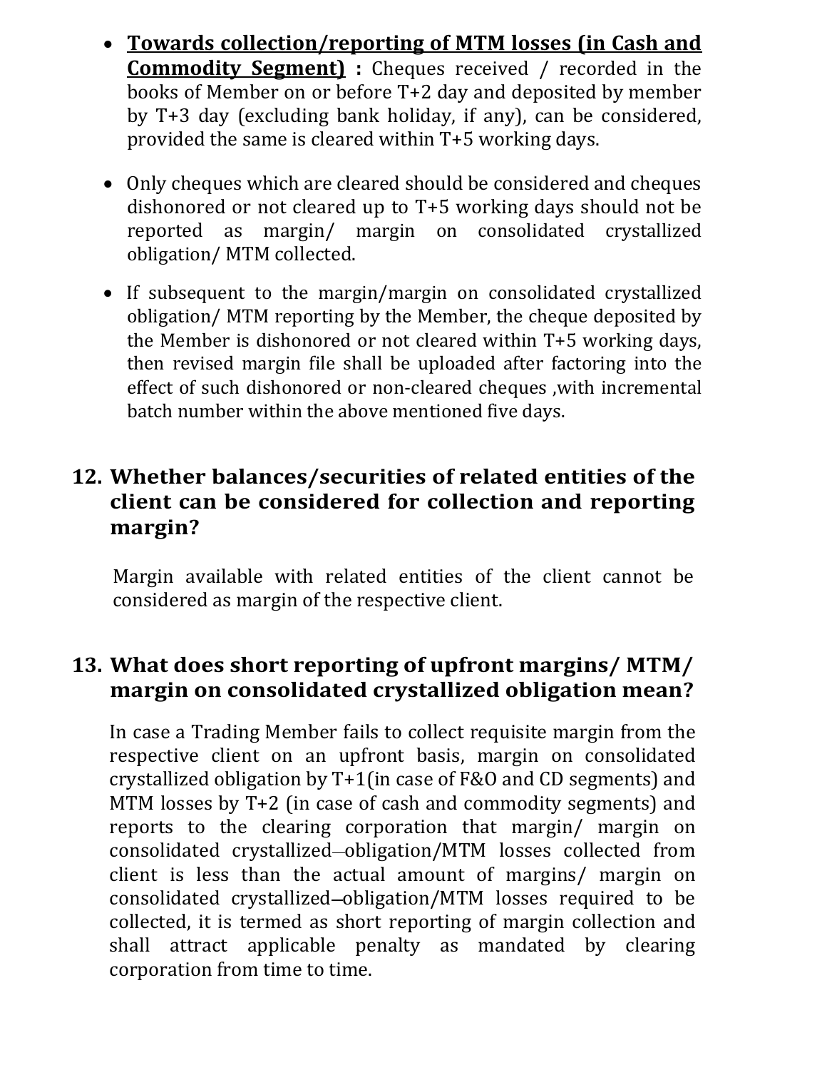- **<u>Towards collection/reporting of MTM losses (in Cash and Commodity Segment)</u> :** Cheques received / recorded in the books of Member on or before T+2 day and deposited by member by T+3 day (excluding bank holiday, if any), can be considered, provided the same is cleared within T+5 working days.

- Only cheques which are cleared should be considered and cheques dishonored or not cleared up to T+5 working days should not be reported as margin/ margin on consolidated crystallized obligation/ MTM collected.

- If subsequent to the margin/margin on consolidated crystallized obligation/ MTM reporting by the Member, the cheque deposited by the Member is dishonored or not cleared within T+5 working days, then revised margin file shall be uploaded after factoring into the effect of such dishonored or non-cleared cheques ,with incremental batch number within the above mentioned five days.

## 12. Whether balances/securities of related entities of the client can be considered for collection and reporting margin?

Margin available with related entities of the client cannot be considered as margin of the respective client.

## 13. What does short reporting of upfront margins/ MTM/ margin on consolidated crystallized obligation mean?

In case a Trading Member fails to collect requisite margin from the respective client on an upfront basis, margin on consolidated crystallized obligation by T+1(in case of F&O and CD segments) and MTM losses by T+2 (in case of cash and commodity segments) and reports to the clearing corporation that margin/ margin on consolidated crystallized obligation/MTM losses collected from client is less than the actual amount of margins/ margin on consolidated crystallized obligation/MTM losses required to be collected, it is termed as short reporting of margin collection and shall attract applicable penalty as mandated by clearing corporation from time to time.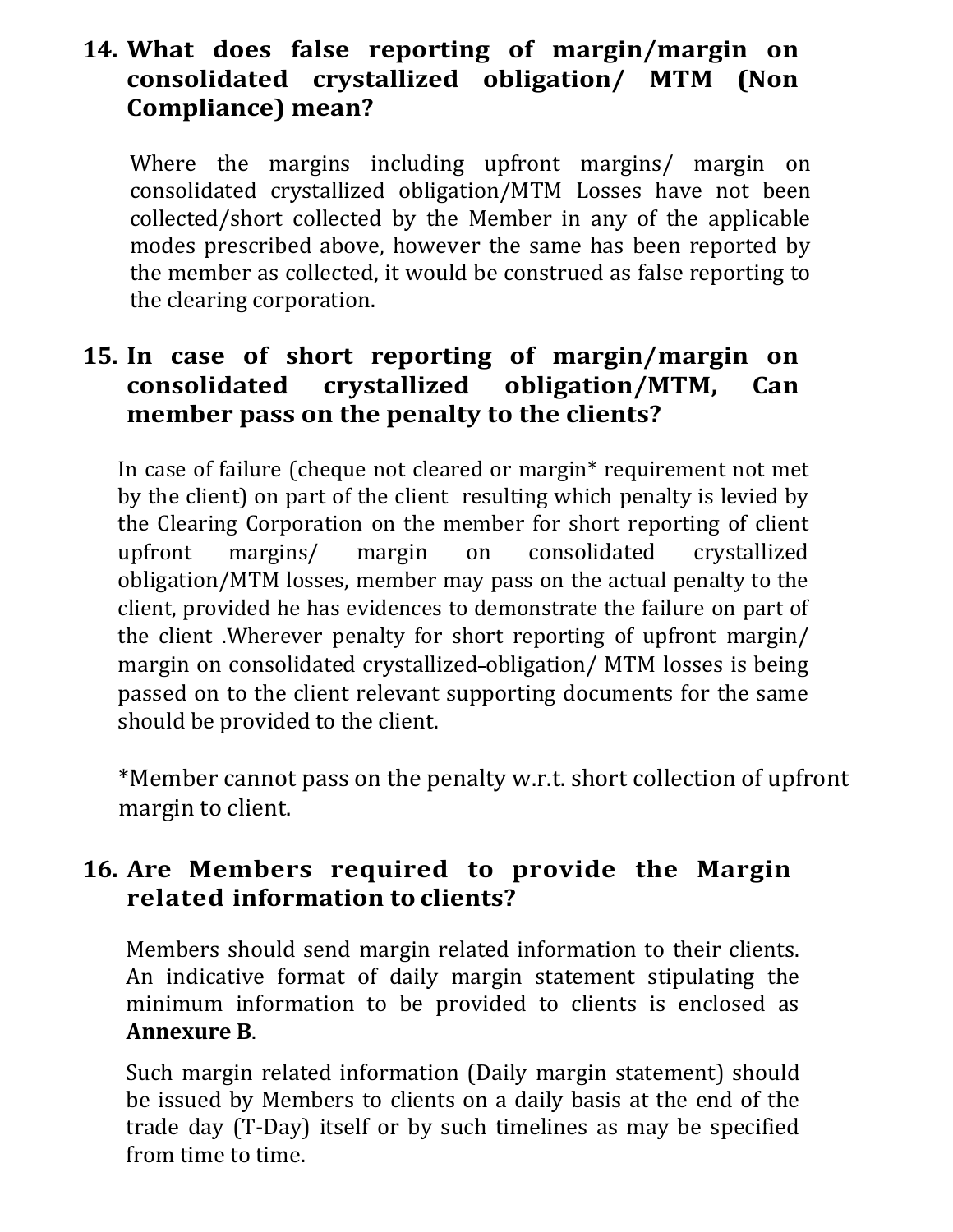### 14. What does false reporting of margin/margin on consolidated crystallized obligation/ MTM (Non Compliance) mean?

Where the margins including upfront margins/ margin on consolidated crystallized obligation/MTM Losses have not been collected/short collected by the Member in any of the applicable modes prescribed above, however the same has been reported by the member as collected, it would be construed as false reporting to the clearing corporation.

### 15. In case of short reporting of margin/margin on consolidated crystallized obligation/MTM, Can member pass on the penalty to the clients?

In case of failure (cheque not cleared or margin* requirement not met by the client) on part of the client resulting which penalty is levied by the Clearing Corporation on the member for short reporting of client upfront margins/ margin on consolidated crystallized obligation/MTM losses, member may pass on the actual penalty to the client, provided he has evidences to demonstrate the failure on part of the client .Wherever penalty for short reporting of upfront margin/ margin on consolidated crystallized-obligation/ MTM losses is being passed on to the client relevant supporting documents for the same should be provided to the client.

*Member cannot pass on the penalty w.r.t. short collection of upfront margin to client.

### 16. Are Members required to provide the Margin related information to clients?

Members should send margin related information to their clients. An indicative format of daily margin statement stipulating the minimum information to be provided to clients is enclosed as **Annexure B**.

Such margin related information (Daily margin statement) should be issued by Members to clients on a daily basis at the end of the trade day (T-Day) itself or by such timelines as may be specified from time to time.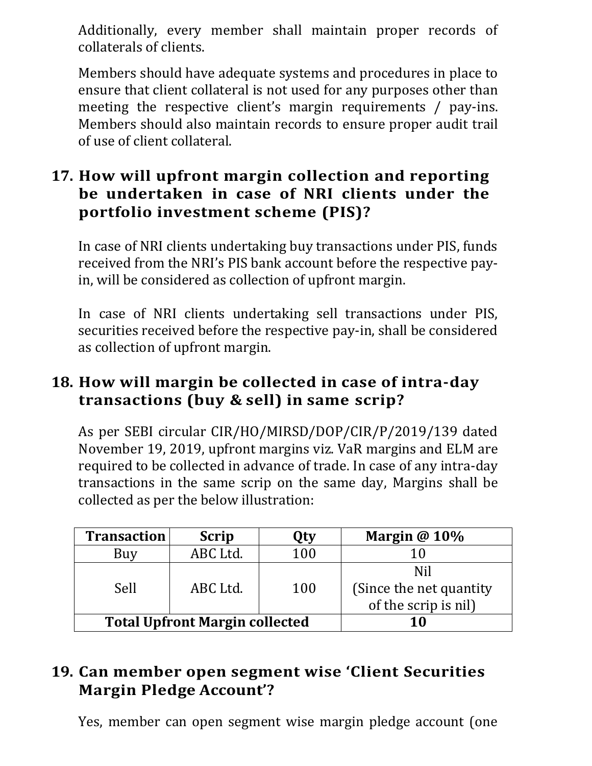Additionally, every member shall maintain proper records of collaterals of clients.

Members should have adequate systems and procedures in place to ensure that client collateral is not used for any purposes other than meeting the respective client's margin requirements / pay-ins. Members should also maintain records to ensure proper audit trail of use of client collateral.

## 17. How will upfront margin collection and reporting be undertaken in case of NRI clients under the portfolio investment scheme (PIS)?

In case of NRI clients undertaking buy transactions under PIS, funds received from the NRI's PIS bank account before the respective pay-in, will be considered as collection of upfront margin.

In case of NRI clients undertaking sell transactions under PIS, securities received before the respective pay-in, shall be considered as collection of upfront margin.

## 18. How will margin be collected in case of intra-day transactions (buy & sell) in same scrip?

As per SEBI circular CIR/HO/MIRSD/DOP/CIR/P/2019/139 dated November 19, 2019, upfront margins viz. VaR margins and ELM are required to be collected in advance of trade. In case of any intra-day transactions in the same scrip on the same day, Margins shall be collected as per the below illustration:

| Transaction | Scrip | Qty | Margin @ 10% |
|---|---|---|---|
| Buy | ABC Ltd. | 100 | 10 |
| Sell | ABC Ltd. | 100 | Nil (Since the net quantity of the scrip is nil) |
| **Total Upfront Margin collected** | | | **10** |

## 19. Can member open segment wise 'Client Securities Margin Pledge Account'?

Yes, member can open segment wise margin pledge account (one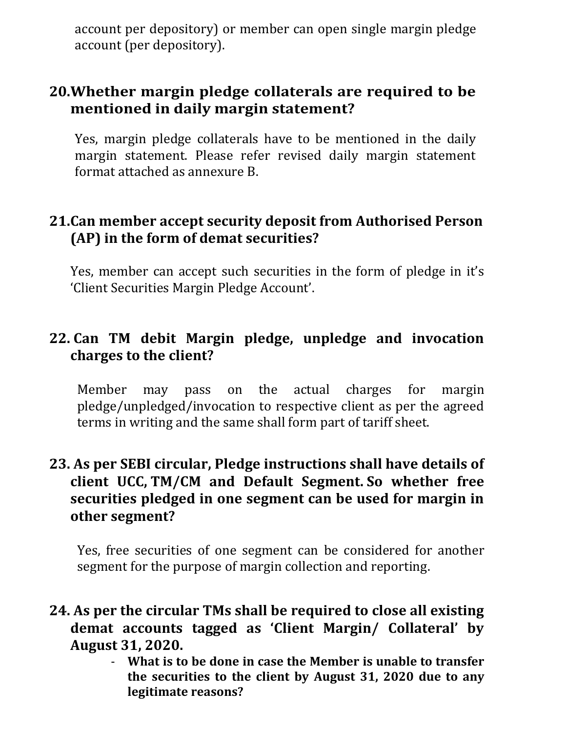account per depository) or member can open single margin pledge account (per depository).

## 20. Whether margin pledge collaterals are required to be mentioned in daily margin statement?

Yes, margin pledge collaterals have to be mentioned in the daily margin statement. Please refer revised daily margin statement format attached as annexure B.

## 21. Can member accept security deposit from Authorised Person (AP) in the form of demat securities?

Yes, member can accept such securities in the form of pledge in it's 'Client Securities Margin Pledge Account'.

## 22. Can TM debit Margin pledge, unpledge and invocation charges to the client?

Member may pass on the actual charges for margin pledge/unpledged/invocation to respective client as per the agreed terms in writing and the same shall form part of tariff sheet.

## 23. As per SEBI circular, Pledge instructions shall have details of client UCC, TM/CM and Default Segment. So whether free securities pledged in one segment can be used for margin in other segment?

Yes, free securities of one segment can be considered for another segment for the purpose of margin collection and reporting.

## 24. As per the circular TMs shall be required to close all existing demat accounts tagged as 'Client Margin/ Collateral' by August 31, 2020.

- **What is to be done in case the Member is unable to transfer the securities to the client by August 31, 2020 due to any legitimate reasons?**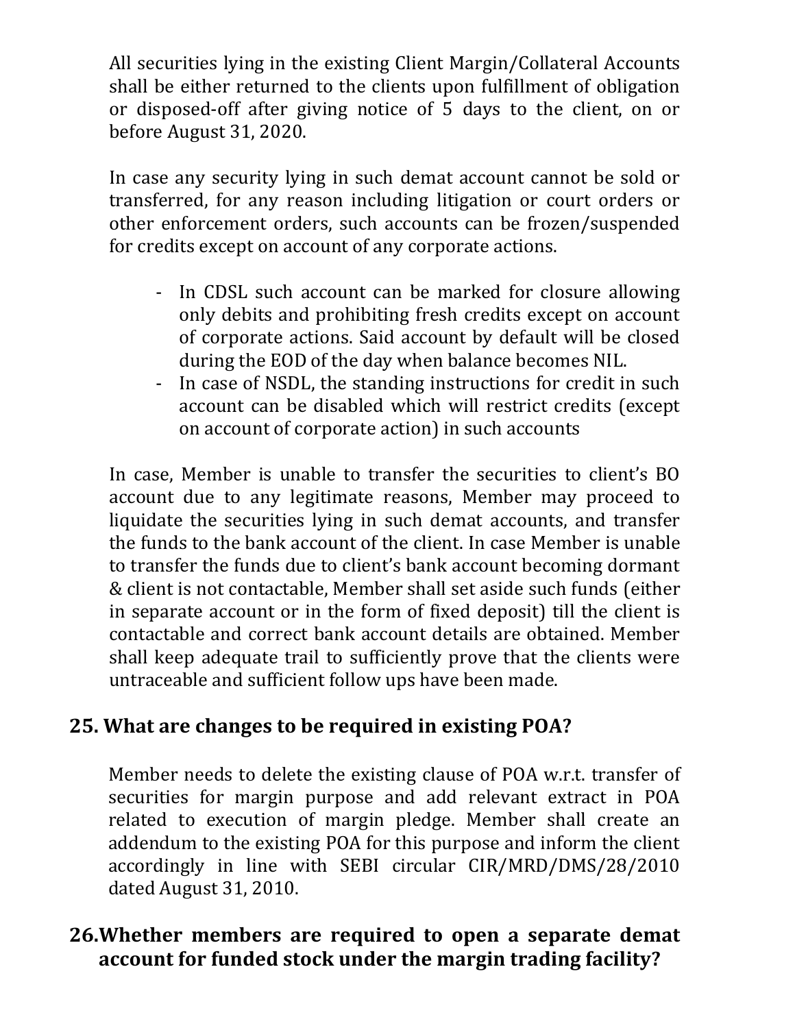All securities lying in the existing Client Margin/Collateral Accounts shall be either returned to the clients upon fulfillment of obligation or disposed-off after giving notice of 5 days to the client, on or before August 31, 2020.

In case any security lying in such demat account cannot be sold or transferred, for any reason including litigation or court orders or other enforcement orders, such accounts can be frozen/suspended for credits except on account of any corporate actions.

- In CDSL such account can be marked for closure allowing only debits and prohibiting fresh credits except on account of corporate actions. Said account by default will be closed during the EOD of the day when balance becomes NIL.
- In case of NSDL, the standing instructions for credit in such account can be disabled which will restrict credits (except on account of corporate action) in such accounts

In case, Member is unable to transfer the securities to client's BO account due to any legitimate reasons, Member may proceed to liquidate the securities lying in such demat accounts, and transfer the funds to the bank account of the client. In case Member is unable to transfer the funds due to client's bank account becoming dormant & client is not contactable, Member shall set aside such funds (either in separate account or in the form of fixed deposit) till the client is contactable and correct bank account details are obtained. Member shall keep adequate trail to sufficiently prove that the clients were untraceable and sufficient follow ups have been made.

## 25. What are changes to be required in existing POA?

Member needs to delete the existing clause of POA w.r.t. transfer of securities for margin purpose and add relevant extract in POA related to execution of margin pledge. Member shall create an addendum to the existing POA for this purpose and inform the client accordingly in line with SEBI circular CIR/MRD/DMS/28/2010 dated August 31, 2010.

## 26. Whether members are required to open a separate demat account for funded stock under the margin trading facility?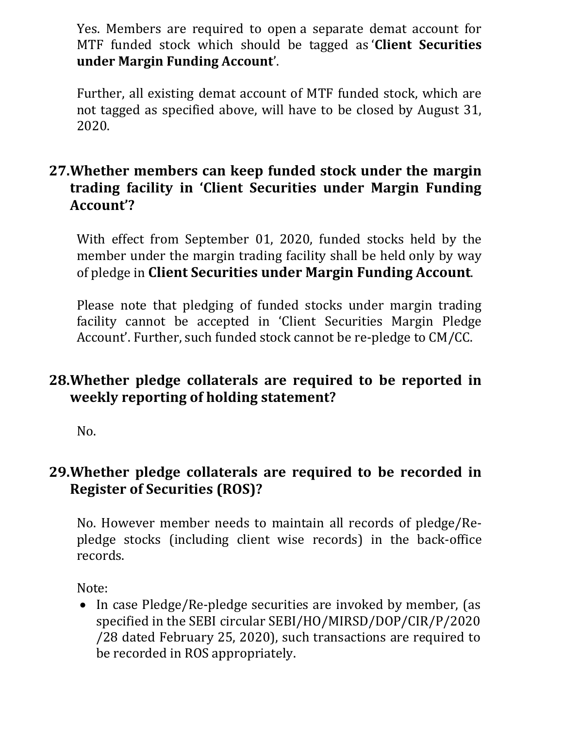Yes. Members are required to open a separate demat account for MTF funded stock which should be tagged as '**Client Securities under Margin Funding Account**'.

Further, all existing demat account of MTF funded stock, which are not tagged as specified above, will have to be closed by August 31, 2020.

### 27. Whether members can keep funded stock under the margin trading facility in 'Client Securities under Margin Funding Account'?

With effect from September 01, 2020, funded stocks held by the member under the margin trading facility shall be held only by way of pledge in **Client Securities under Margin Funding Account**.

Please note that pledging of funded stocks under margin trading facility cannot be accepted in 'Client Securities Margin Pledge Account'. Further, such funded stock cannot be re-pledge to CM/CC.

### 28. Whether pledge collaterals are required to be reported in weekly reporting of holding statement?

No.

### 29. Whether pledge collaterals are required to be recorded in Register of Securities (ROS)?

No. However member needs to maintain all records of pledge/Re-pledge stocks (including client wise records) in the back-office records.

Note:

- In case Pledge/Re-pledge securities are invoked by member, (as specified in the SEBI circular SEBI/HO/MIRSD/DOP/CIR/P/2020/28 dated February 25, 2020), such transactions are required to be recorded in ROS appropriately.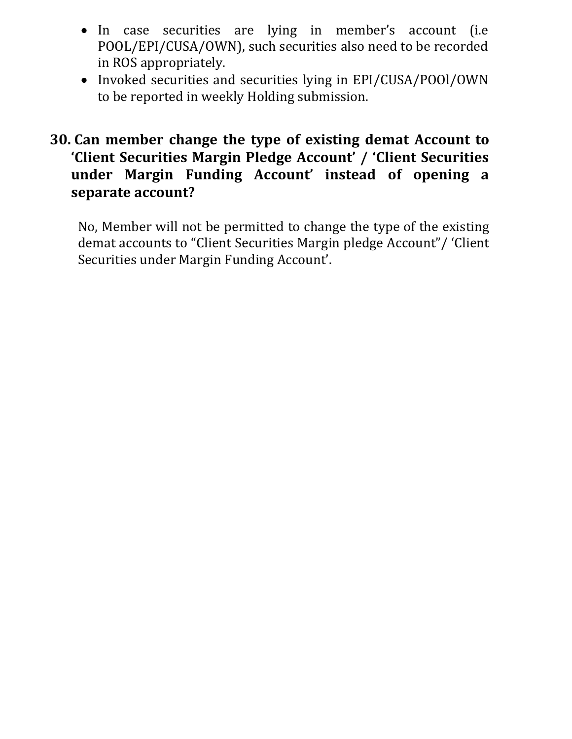- In case securities are lying in member's account (i.e POOL/EPI/CUSA/OWN), such securities also need to be recorded in ROS appropriately.
- Invoked securities and securities lying in EPI/CUSA/POOl/OWN to be reported in weekly Holding submission.

**30. Can member change the type of existing demat Account to 'Client Securities Margin Pledge Account' / 'Client Securities under Margin Funding Account' instead of opening a separate account?**

No, Member will not be permitted to change the type of the existing demat accounts to "Client Securities Margin pledge Account"/ 'Client Securities under Margin Funding Account'.